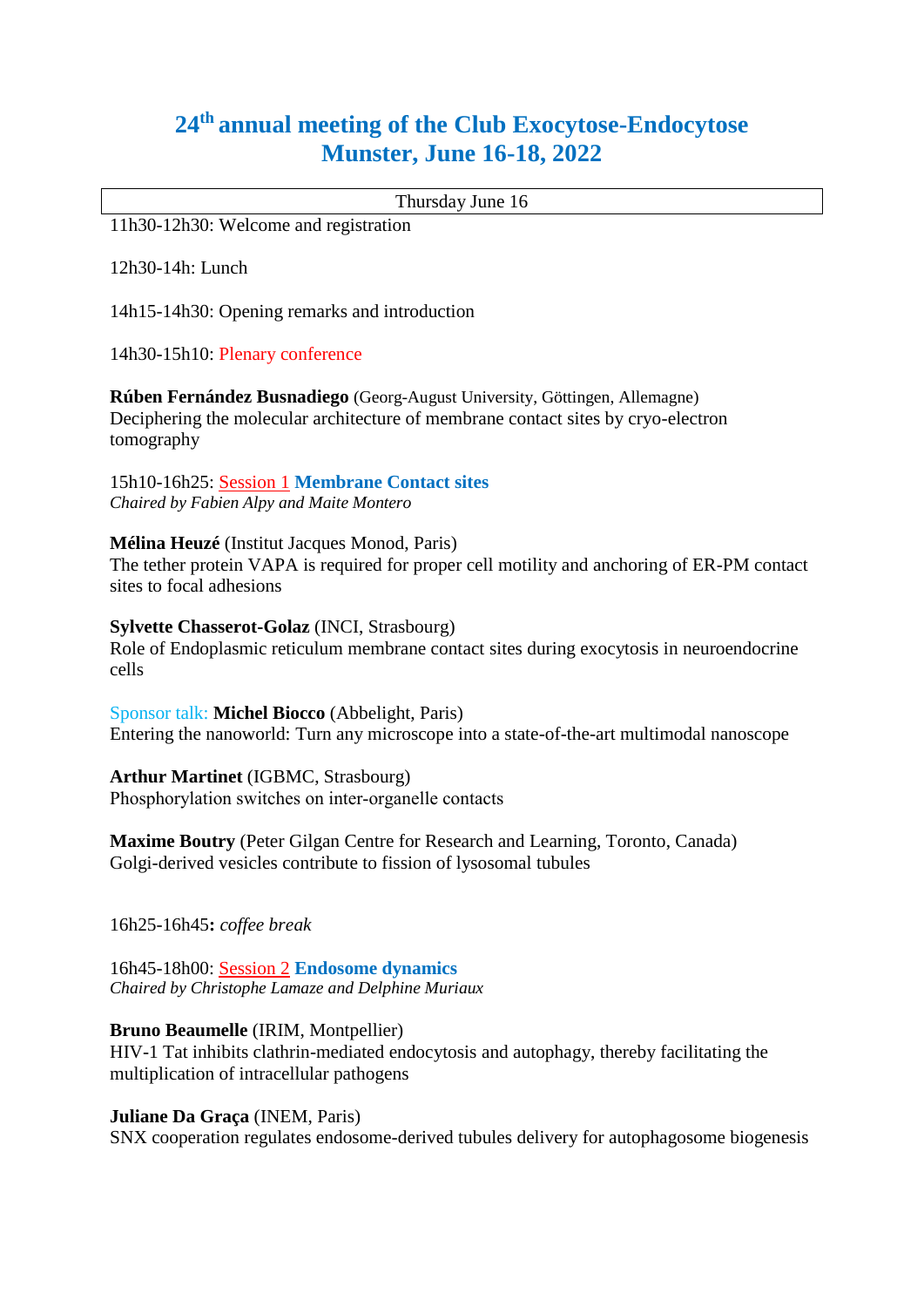# 24th annual meeting of the Club Exocytose-Endocytose
# Munster, June 16-18, 2022

| Thursday June 16 |
|---|

11h30-12h30: Welcome and registration

12h30-14h: Lunch

14h15-14h30: Opening remarks and introduction

14h30-15h10: Plenary conference

**Rúben Fernández Busnadiego** (Georg-August University, Göttingen, Allemagne)
Deciphering the molecular architecture of membrane contact sites by cryo-electron tomography

15h10-16h25: Session 1 **Membrane Contact sites**
*Chaired by Fabien Alpy and Maite Montero*

**Mélina Heuzé** (Institut Jacques Monod, Paris)
The tether protein VAPA is required for proper cell motility and anchoring of ER-PM contact sites to focal adhesions

**Sylvette Chasserot-Golaz** (INCI, Strasbourg)
Role of Endoplasmic reticulum membrane contact sites during exocytosis in neuroendocrine cells

Sponsor talk: **Michel Biocco** (Abbelight, Paris)
Entering the nanoworld: Turn any microscope into a state-of-the-art multimodal nanoscope

**Arthur Martinet** (IGBMC, Strasbourg)
Phosphorylation switches on inter-organelle contacts

**Maxime Boutry** (Peter Gilgan Centre for Research and Learning, Toronto, Canada)
Golgi-derived vesicles contribute to fission of lysosomal tubules

16h25-16h45**:** *coffee break*

16h45-18h00: Session 2 **Endosome dynamics**
*Chaired by Christophe Lamaze and Delphine Muriaux*

**Bruno Beaumelle** (IRIM, Montpellier)
HIV-1 Tat inhibits clathrin-mediated endocytosis and autophagy, thereby facilitating the multiplication of intracellular pathogens

**Juliane Da Graça** (INEM, Paris)
SNX cooperation regulates endosome-derived tubules delivery for autophagosome biogenesis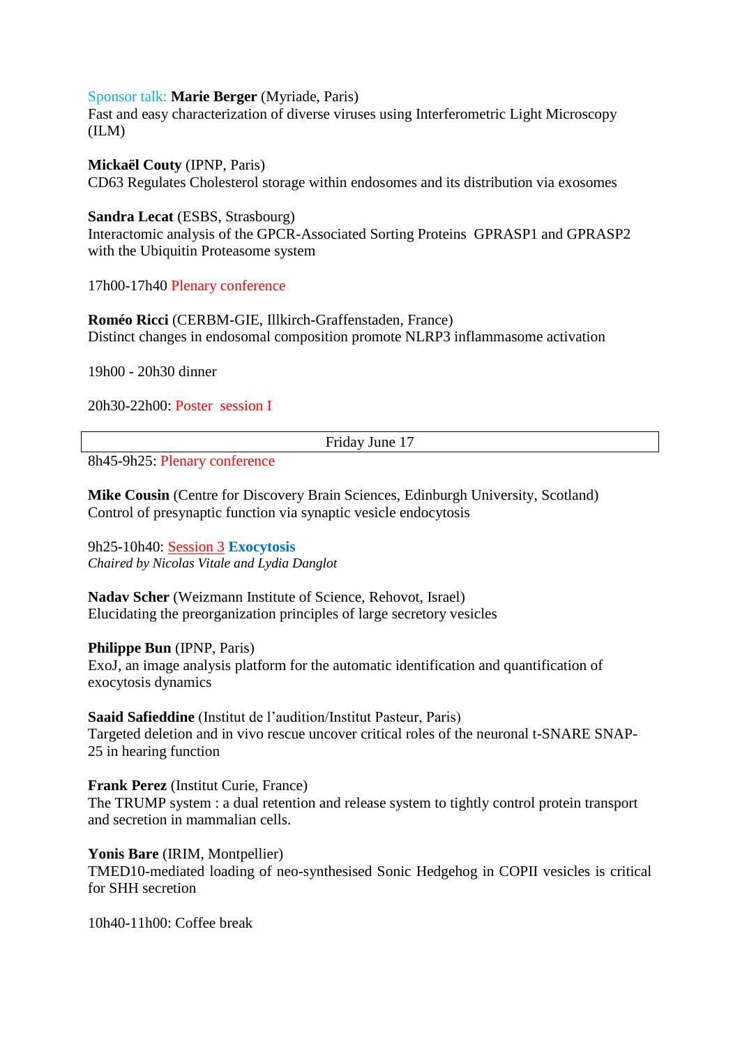Sponsor talk: **Marie Berger** (Myriade, Paris)
Fast and easy characterization of diverse viruses using Interferometric Light Microscopy (ILM)

**Mickaël Couty** (IPNP, Paris)
CD63 Regulates Cholesterol storage within endosomes and its distribution via exosomes

**Sandra Lecat** (ESBS, Strasbourg)
Interactomic analysis of the GPCR-Associated Sorting Proteins GPRASP1 and GPRASP2 with the Ubiquitin Proteasome system

17h00-17h40 Plenary conference

**Roméo Ricci** (CERBM-GIE, Illkirch-Graffenstaden, France)
Distinct changes in endosomal composition promote NLRP3 inflammasome activation

19h00 - 20h30 dinner

20h30-22h00: Poster session I

## Friday June 17

8h45-9h25: Plenary conference

**Mike Cousin** (Centre for Discovery Brain Sciences, Edinburgh University, Scotland)
Control of presynaptic function via synaptic vesicle endocytosis

9h25-10h40: Session 3 **Exocytosis**
*Chaired by Nicolas Vitale and Lydia Danglot*

**Nadav Scher** (Weizmann Institute of Science, Rehovot, Israel)
Elucidating the preorganization principles of large secretory vesicles

**Philippe Bun** (IPNP, Paris)
ExoJ, an image analysis platform for the automatic identification and quantification of exocytosis dynamics

**Saaid Safieddine** (Institut de l'audition/Institut Pasteur, Paris)
Targeted deletion and in vivo rescue uncover critical roles of the neuronal t-SNARE SNAP-25 in hearing function

**Frank Perez** (Institut Curie, France)
The TRUMP system : a dual retention and release system to tightly control protein transport and secretion in mammalian cells.

**Yonis Bare** (IRIM, Montpellier)
TMED10-mediated loading of neo-synthesised Sonic Hedgehog in COPII vesicles is critical for SHH secretion

10h40-11h00: Coffee break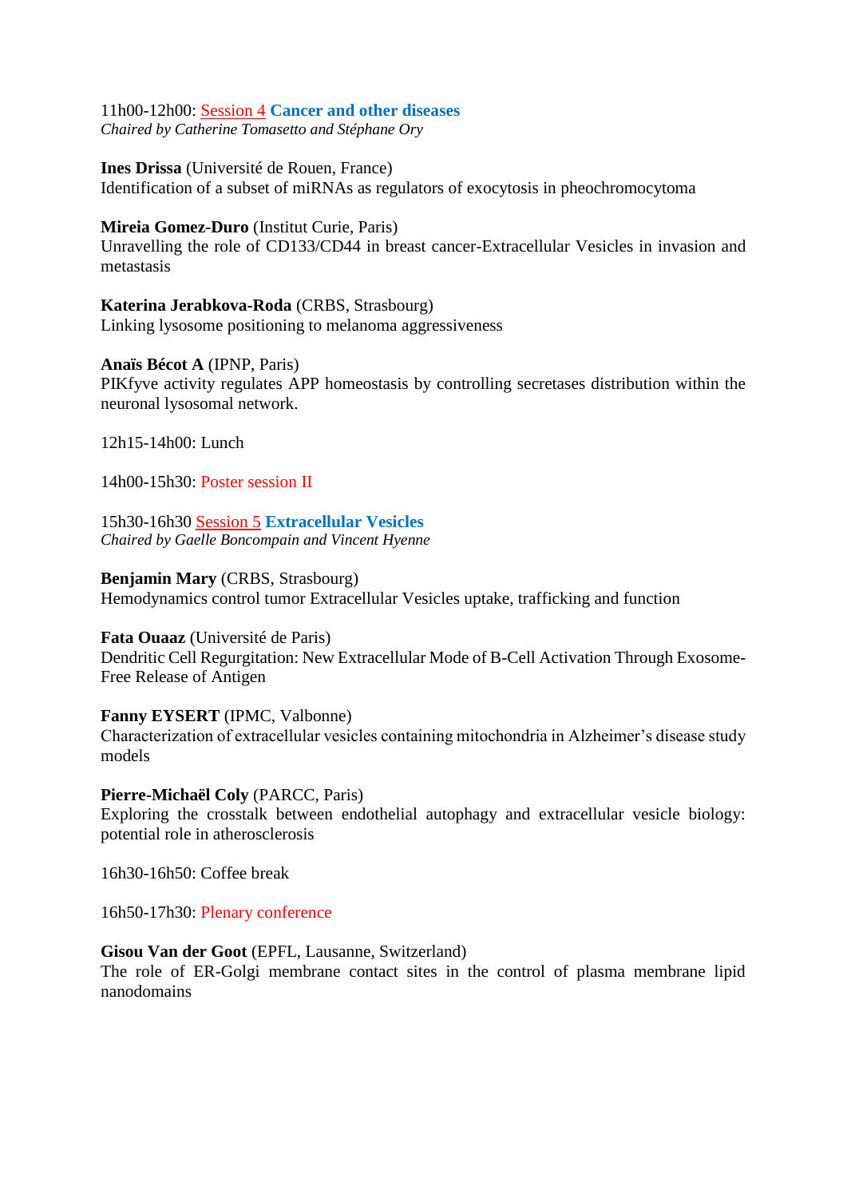11h00-12h00: Session 4 **Cancer and other diseases**
*Chaired by Catherine Tomasetto and Stéphane Ory*

**Ines Drissa** (Université de Rouen, France)
Identification of a subset of miRNAs as regulators of exocytosis in pheochromocytoma

**Mireia Gomez-Duro** (Institut Curie, Paris)
Unravelling the role of CD133/CD44 in breast cancer-Extracellular Vesicles in invasion and metastasis

**Katerina Jerabkova-Roda** (CRBS, Strasbourg)
Linking lysosome positioning to melanoma aggressiveness

**Anaïs Bécot A** (IPNP, Paris)
PIKfyve activity regulates APP homeostasis by controlling secretases distribution within the neuronal lysosomal network.

12h15-14h00: Lunch

14h00-15h30: Poster session II

15h30-16h30 Session 5 **Extracellular Vesicles**
*Chaired by Gaelle Boncompain and Vincent Hyenne*

**Benjamin Mary** (CRBS, Strasbourg)
Hemodynamics control tumor Extracellular Vesicles uptake, trafficking and function

**Fata Ouaaz** (Université de Paris)
Dendritic Cell Regurgitation: New Extracellular Mode of B-Cell Activation Through Exosome-Free Release of Antigen

**Fanny EYSERT** (IPMC, Valbonne)
Characterization of extracellular vesicles containing mitochondria in Alzheimer's disease study models

**Pierre-Michaël Coly** (PARCC, Paris)
Exploring the crosstalk between endothelial autophagy and extracellular vesicle biology: potential role in atherosclerosis

16h30-16h50: Coffee break

16h50-17h30: Plenary conference

**Gisou Van der Goot** (EPFL, Lausanne, Switzerland)
The role of ER-Golgi membrane contact sites in the control of plasma membrane lipid nanodomains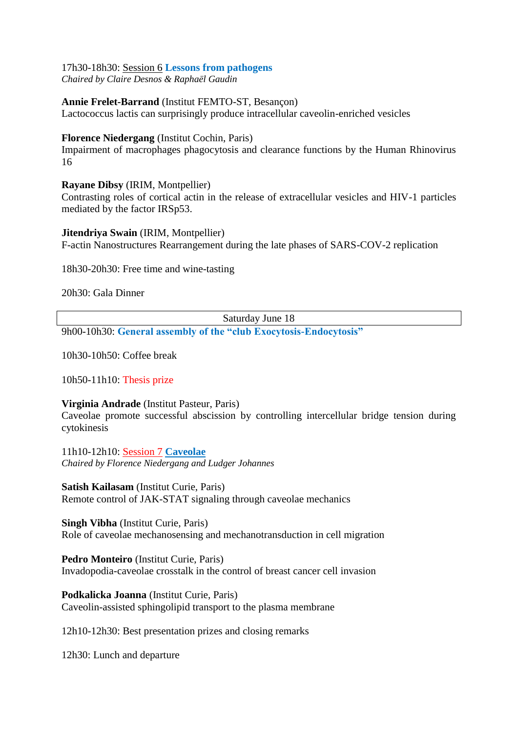17h30-18h30: Session 6 **Lessons from pathogens**
*Chaired by Claire Desnos & Raphaël Gaudin*

**Annie Frelet-Barrand** (Institut FEMTO-ST, Besançon)
Lactococcus lactis can surprisingly produce intracellular caveolin-enriched vesicles

**Florence Niedergang** (Institut Cochin, Paris)
Impairment of macrophages phagocytosis and clearance functions by the Human Rhinovirus 16

**Rayane Dibsy** (IRIM, Montpellier)
Contrasting roles of cortical actin in the release of extracellular vesicles and HIV-1 particles mediated by the factor IRSp53.

**Jitendriya Swain** (IRIM, Montpellier)
F-actin Nanostructures Rearrangement during the late phases of SARS-COV-2 replication

18h30-20h30: Free time and wine-tasting

20h30: Gala Dinner

## Saturday June 18

9h00-10h30: **General assembly of the "club Exocytosis-Endocytosis"**

10h30-10h50: Coffee break

10h50-11h10: Thesis prize

**Virginia Andrade** (Institut Pasteur, Paris)
Caveolae promote successful abscission by controlling intercellular bridge tension during cytokinesis

11h10-12h10: Session 7 **Caveolae**
*Chaired by Florence Niedergang and Ludger Johannes*

**Satish Kailasam** (Institut Curie, Paris)
Remote control of JAK-STAT signaling through caveolae mechanics

**Singh Vibha** (Institut Curie, Paris)
Role of caveolae mechanosensing and mechanotransduction in cell migration

**Pedro Monteiro** (Institut Curie, Paris)
Invadopodia-caveolae crosstalk in the control of breast cancer cell invasion

**Podkalicka Joanna** (Institut Curie, Paris)
Caveolin-assisted sphingolipid transport to the plasma membrane

12h10-12h30: Best presentation prizes and closing remarks

12h30: Lunch and departure